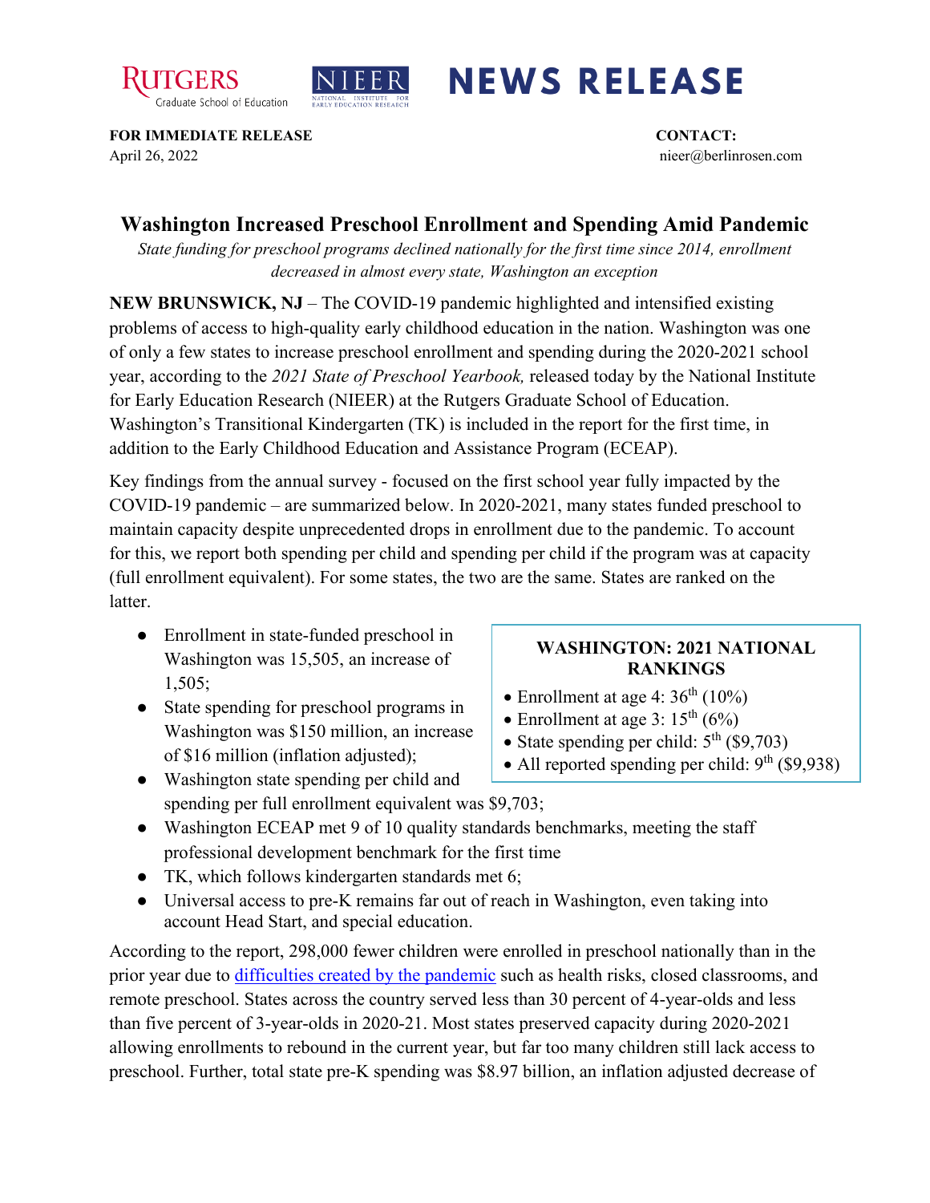RUTGERS Graduate School of Education | NIEER NATIONAL INSTITUTE FOR EARLY EDUCATION RESEARCH

# NEWS RELEASE

**FOR IMMEDIATE RELEASE**
April 26, 2022

**CONTACT:**
nieer@berlinrosen.com

## Washington Increased Preschool Enrollment and Spending Amid Pandemic

*State funding for preschool programs declined nationally for the first time since 2014, enrollment decreased in almost every state, Washington an exception*

**NEW BRUNSWICK, NJ** – The COVID-19 pandemic highlighted and intensified existing problems of access to high-quality early childhood education in the nation. Washington was one of only a few states to increase preschool enrollment and spending during the 2020-2021 school year, according to the *2021 State of Preschool Yearbook,* released today by the National Institute for Early Education Research (NIEER) at the Rutgers Graduate School of Education. Washington's Transitional Kindergarten (TK) is included in the report for the first time, in addition to the Early Childhood Education and Assistance Program (ECEAP).

Key findings from the annual survey - focused on the first school year fully impacted by the COVID-19 pandemic – are summarized below. In 2020-2021, many states funded preschool to maintain capacity despite unprecedented drops in enrollment due to the pandemic. To account for this, we report both spending per child and spending per child if the program was at capacity (full enrollment equivalent). For some states, the two are the same. States are ranked on the latter.

- Enrollment in state-funded preschool in Washington was 15,505, an increase of 1,505;
- State spending for preschool programs in Washington was $150 million, an increase of $16 million (inflation adjusted);
- Washington state spending per child and spending per full enrollment equivalent was $9,703;
- Washington ECEAP met 9 of 10 quality standards benchmarks, meeting the staff professional development benchmark for the first time
- TK, which follows kindergarten standards met 6;
- Universal access to pre-K remains far out of reach in Washington, even taking into account Head Start, and special education.

**WASHINGTON: 2021 NATIONAL RANKINGS**

- Enrollment at age 4: 36th (10%)
- Enrollment at age 3: 15th (6%)
- State spending per child: 5th ($9,703)
- All reported spending per child: 9th ($9,938)

According to the report, 298,000 fewer children were enrolled in preschool nationally than in the prior year due to difficulties created by the pandemic such as health risks, closed classrooms, and remote preschool. States across the country served less than 30 percent of 4-year-olds and less than five percent of 3-year-olds in 2020-21. Most states preserved capacity during 2020-2021 allowing enrollments to rebound in the current year, but far too many children still lack access to preschool. Further, total state pre-K spending was $8.97 billion, an inflation adjusted decrease of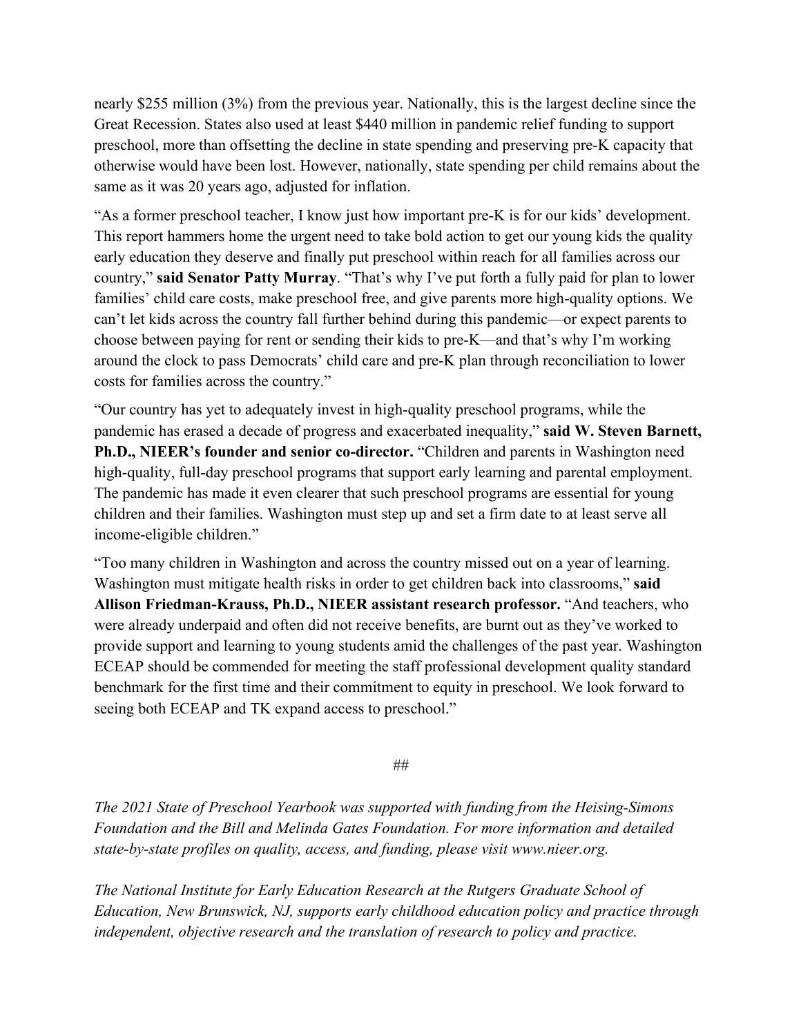nearly $255 million (3%) from the previous year. Nationally, this is the largest decline since the Great Recession. States also used at least $440 million in pandemic relief funding to support preschool, more than offsetting the decline in state spending and preserving pre-K capacity that otherwise would have been lost. However, nationally, state spending per child remains about the same as it was 20 years ago, adjusted for inflation.

"As a former preschool teacher, I know just how important pre-K is for our kids' development. This report hammers home the urgent need to take bold action to get our young kids the quality early education they deserve and finally put preschool within reach for all families across our country," **said Senator Patty Murray**. "That's why I've put forth a fully paid for plan to lower families' child care costs, make preschool free, and give parents more high-quality options. We can't let kids across the country fall further behind during this pandemic—or expect parents to choose between paying for rent or sending their kids to pre-K—and that's why I'm working around the clock to pass Democrats' child care and pre-K plan through reconciliation to lower costs for families across the country."

"Our country has yet to adequately invest in high-quality preschool programs, while the pandemic has erased a decade of progress and exacerbated inequality," **said W. Steven Barnett, Ph.D., NIEER's founder and senior co-director.** "Children and parents in Washington need high-quality, full-day preschool programs that support early learning and parental employment. The pandemic has made it even clearer that such preschool programs are essential for young children and their families. Washington must step up and set a firm date to at least serve all income-eligible children."

"Too many children in Washington and across the country missed out on a year of learning. Washington must mitigate health risks in order to get children back into classrooms," **said Allison Friedman-Krauss, Ph.D., NIEER assistant research professor.** "And teachers, who were already underpaid and often did not receive benefits, are burnt out as they've worked to provide support and learning to young students amid the challenges of the past year. Washington ECEAP should be commended for meeting the staff professional development quality standard benchmark for the first time and their commitment to equity in preschool. We look forward to seeing both ECEAP and TK expand access to preschool."

##

*The 2021 State of Preschool Yearbook was supported with funding from the Heising-Simons Foundation and the Bill and Melinda Gates Foundation. For more information and detailed state-by-state profiles on quality, access, and funding, please visit www.nieer.org.*

*The National Institute for Early Education Research at the Rutgers Graduate School of Education, New Brunswick, NJ, supports early childhood education policy and practice through independent, objective research and the translation of research to policy and practice.*